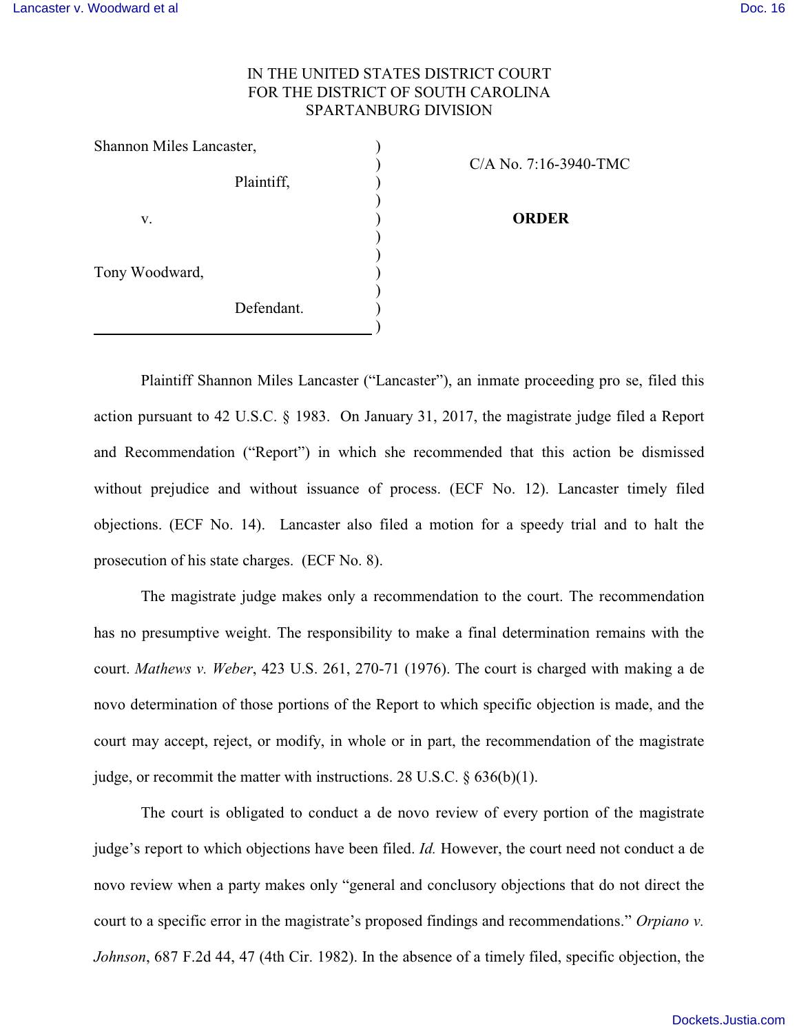IN THE UNITED STATES DISTRICT COURT
FOR THE DISTRICT OF SOUTH CAROLINA
SPARTANBURG DIVISION

Shannon Miles Lancaster,
Plaintiff,

v.

Tony Woodward,
Defendant.

C/A No. 7:16-3940-TMC

**ORDER**

Plaintiff Shannon Miles Lancaster ("Lancaster"), an inmate proceeding pro se, filed this action pursuant to 42 U.S.C. § 1983. On January 31, 2017, the magistrate judge filed a Report and Recommendation ("Report") in which she recommended that this action be dismissed without prejudice and without issuance of process. (ECF No. 12). Lancaster timely filed objections. (ECF No. 14). Lancaster also filed a motion for a speedy trial and to halt the prosecution of his state charges. (ECF No. 8).

The magistrate judge makes only a recommendation to the court. The recommendation has no presumptive weight. The responsibility to make a final determination remains with the court. *Mathews v. Weber*, 423 U.S. 261, 270-71 (1976). The court is charged with making a de novo determination of those portions of the Report to which specific objection is made, and the court may accept, reject, or modify, in whole or in part, the recommendation of the magistrate judge, or recommit the matter with instructions. 28 U.S.C. § 636(b)(1).

The court is obligated to conduct a de novo review of every portion of the magistrate judge's report to which objections have been filed. *Id.* However, the court need not conduct a de novo review when a party makes only "general and conclusory objections that do not direct the court to a specific error in the magistrate's proposed findings and recommendations." *Orpiano v. Johnson*, 687 F.2d 44, 47 (4th Cir. 1982). In the absence of a timely filed, specific objection, the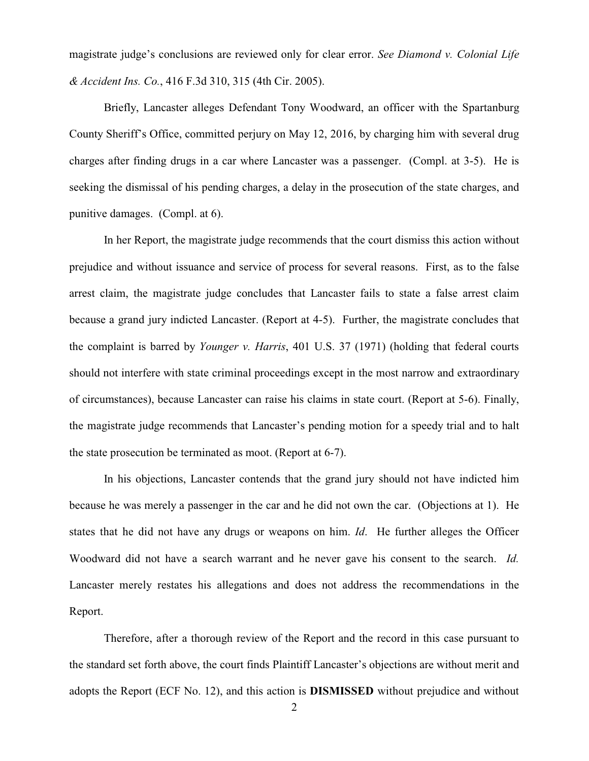magistrate judge's conclusions are reviewed only for clear error. *See Diamond v. Colonial Life & Accident Ins. Co.*, 416 F.3d 310, 315 (4th Cir. 2005).

Briefly, Lancaster alleges Defendant Tony Woodward, an officer with the Spartanburg County Sheriff's Office, committed perjury on May 12, 2016, by charging him with several drug charges after finding drugs in a car where Lancaster was a passenger. (Compl. at 3-5). He is seeking the dismissal of his pending charges, a delay in the prosecution of the state charges, and punitive damages. (Compl. at 6).

In her Report, the magistrate judge recommends that the court dismiss this action without prejudice and without issuance and service of process for several reasons. First, as to the false arrest claim, the magistrate judge concludes that Lancaster fails to state a false arrest claim because a grand jury indicted Lancaster. (Report at 4-5). Further, the magistrate concludes that the complaint is barred by *Younger v. Harris*, 401 U.S. 37 (1971) (holding that federal courts should not interfere with state criminal proceedings except in the most narrow and extraordinary of circumstances), because Lancaster can raise his claims in state court. (Report at 5-6). Finally, the magistrate judge recommends that Lancaster's pending motion for a speedy trial and to halt the state prosecution be terminated as moot. (Report at 6-7).

In his objections, Lancaster contends that the grand jury should not have indicted him because he was merely a passenger in the car and he did not own the car. (Objections at 1). He states that he did not have any drugs or weapons on him. *Id*. He further alleges the Officer Woodward did not have a search warrant and he never gave his consent to the search. *Id.* Lancaster merely restates his allegations and does not address the recommendations in the Report.

Therefore, after a thorough review of the Report and the record in this case pursuant to the standard set forth above, the court finds Plaintiff Lancaster's objections are without merit and adopts the Report (ECF No. 12), and this action is **DISMISSED** without prejudice and without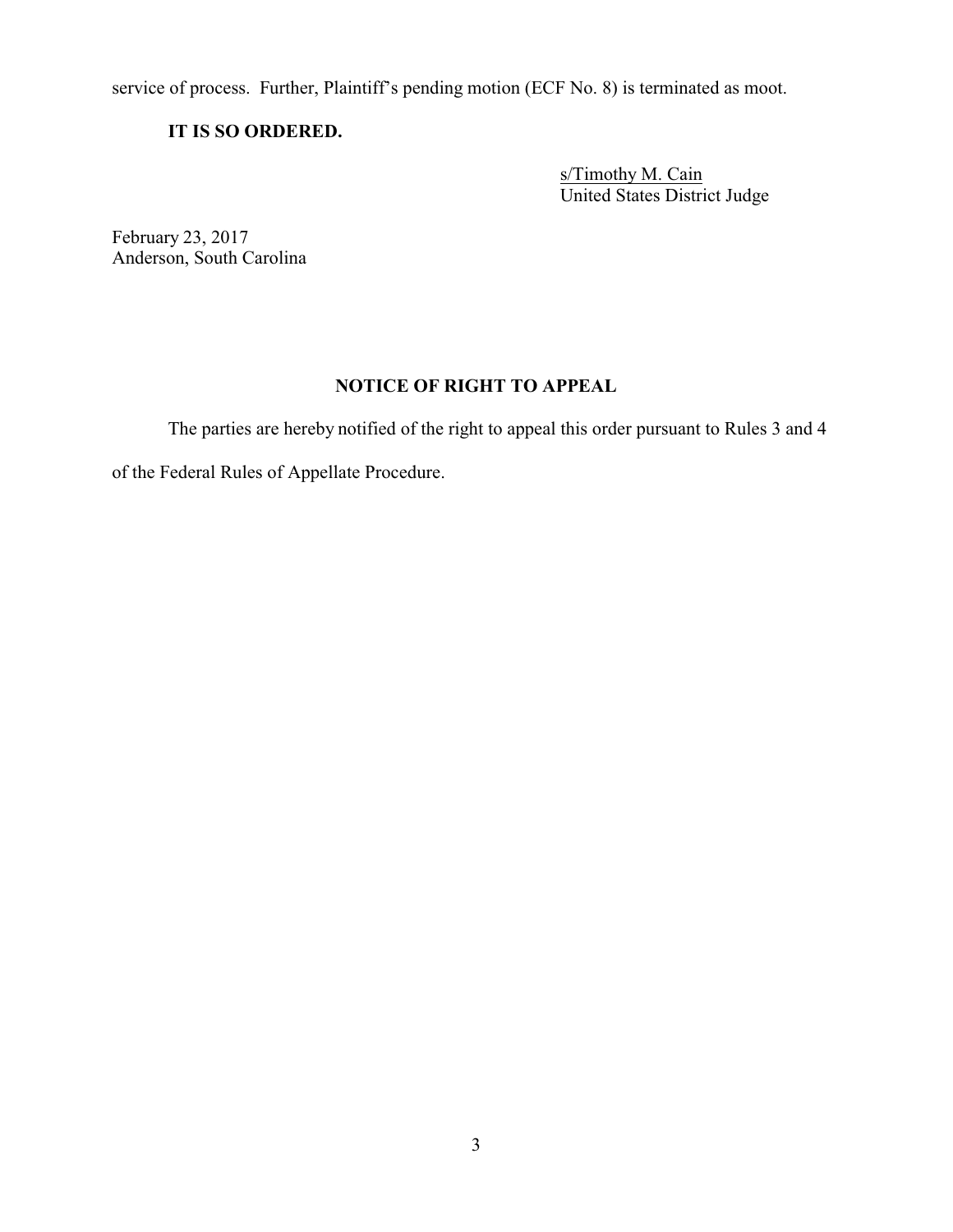service of process. Further, Plaintiff's pending motion (ECF No. 8) is terminated as moot.

**IT IS SO ORDERED.**

s/Timothy M. Cain
United States District Judge

February 23, 2017
Anderson, South Carolina

## NOTICE OF RIGHT TO APPEAL

The parties are hereby notified of the right to appeal this order pursuant to Rules 3 and 4 of the Federal Rules of Appellate Procedure.